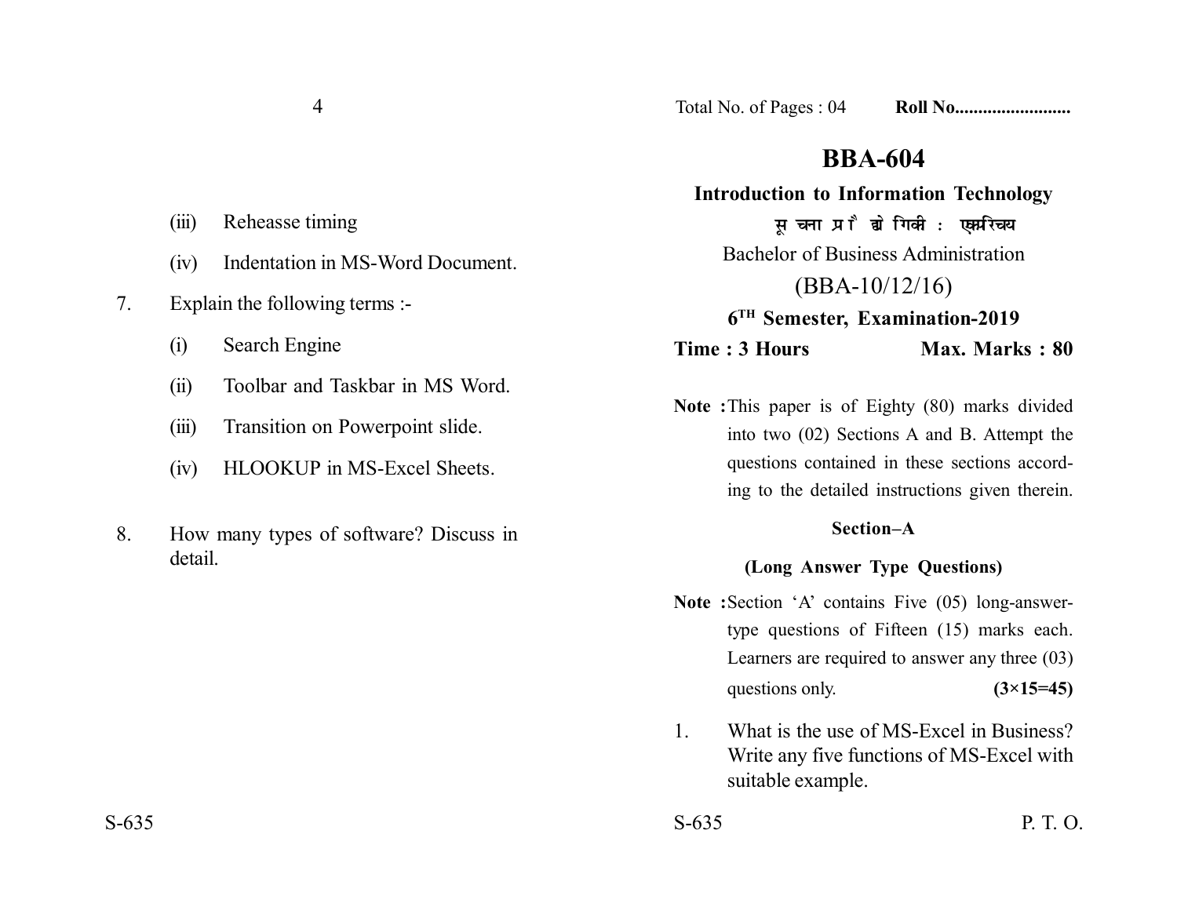(iii) Reheasse timing

(iv) Indentation in MS-Word Document.

7. Explain the following terms :-

(i) Search Engine

(ii) Toolbar and Taskbar in MS Word.

(iii) Transition on Powerpoint slide.

(iv) HLOOKUP in MS-Excel Sheets.

8. How many types of software? Discuss in detail.

Total No. of Pages : 04 **Roll No........................**

# BBA-604

**Introduction to Information Technology**

**सूचना प्रौद्योगिकी : एक परिचय**

Bachelor of Business Administration

(BBA-10/12/16)

**6TH Semester, Examination-2019**

**Time : 3 Hours** **Max. Marks : 80**

**Note :** This paper is of Eighty (80) marks divided into two (02) Sections A and B. Attempt the questions contained in these sections according to the detailed instructions given therein.

## Section–A

**(Long Answer Type Questions)**

**Note :** Section 'A' contains Five (05) long-answer-type questions of Fifteen (15) marks each. Learners are required to answer any three (03) questions only. **(3×15=45)**

1. What is the use of MS-Excel in Business? Write any five functions of MS-Excel with suitable example.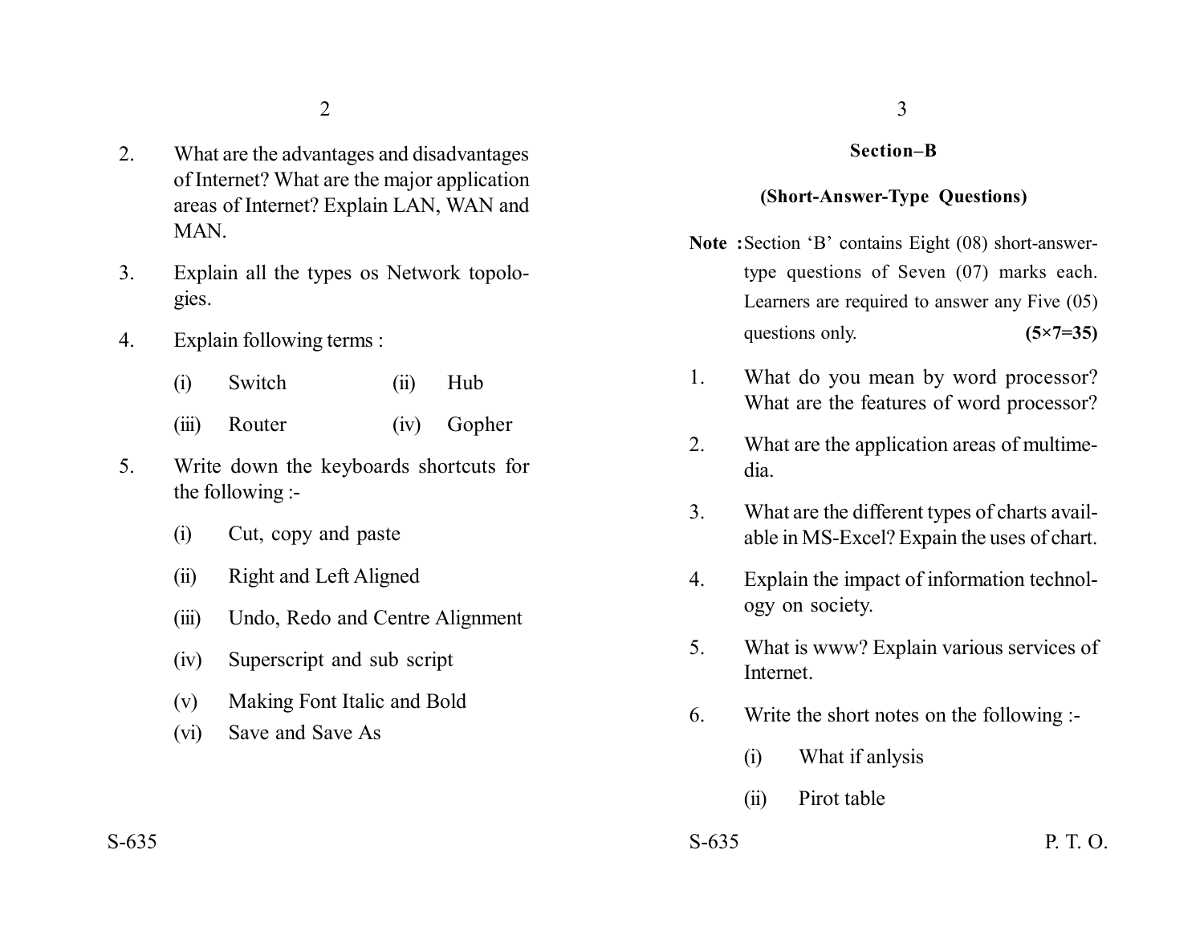2. What are the advantages and disadvantages of Internet? What are the major application areas of Internet? Explain LAN, WAN and MAN.

3. Explain all the types os Network topologies.

4. Explain following terms :

   (i) Switch (ii) Hub

   (iii) Router (iv) Gopher

5. Write down the keyboards shortcuts for the following :-

   (i) Cut, copy and paste

   (ii) Right and Left Aligned

   (iii) Undo, Redo and Centre Alignment

   (iv) Superscript and sub script

   (v) Making Font Italic and Bold

   (vi) Save and Save As

## Section–B

### (Short-Answer-Type Questions)

**Note :** Section 'B' contains Eight (08) short-answer-type questions of Seven (07) marks each. Learners are required to answer any Five (05) questions only. **(5×7=35)**

1. What do you mean by word processor? What are the features of word processor?

2. What are the application areas of multimedia.

3. What are the different types of charts available in MS-Excel? Expain the uses of chart.

4. Explain the impact of information technology on society.

5. What is www? Explain various services of Internet.

6. Write the short notes on the following :-

   (i) What if anlysis

   (ii) Pirot table

S-635

P. T. O.